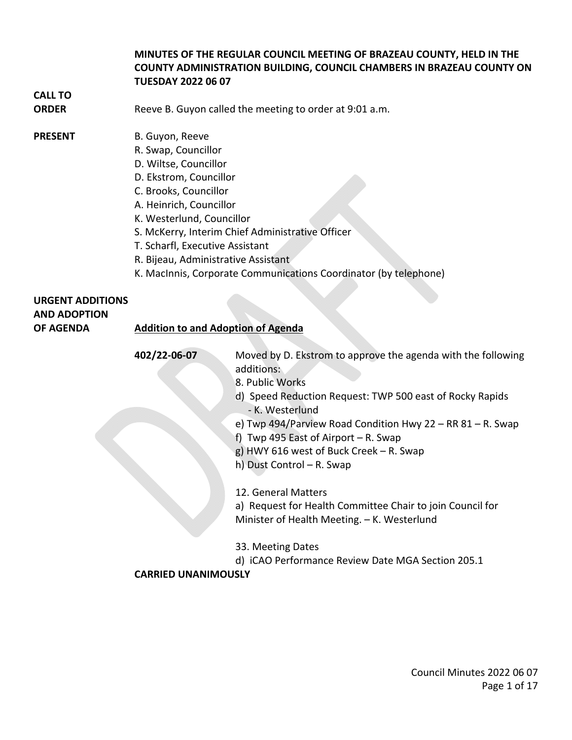**MINUTES OF THE REGULAR COUNCIL MEETING OF BRAZEAU COUNTY, HELD IN THE COUNTY ADMINISTRATION BUILDING, COUNCIL CHAMBERS IN BRAZEAU COUNTY ON TUESDAY 2022 06 07**

**CALL TO ORDER**

Reeve B. Guyon called the meeting to order at 9:01 a.m.

**PRESENT**

B. Guyon, Reeve
R. Swap, Councillor
D. Wiltse, Councillor
D. Ekstrom, Councillor
C. Brooks, Councillor
A. Heinrich, Councillor
K. Westerlund, Councillor
S. McKerry, Interim Chief Administrative Officer
T. Scharfl, Executive Assistant
R. Bijeau, Administrative Assistant
K. MacInnis, Corporate Communications Coordinator (by telephone)

**URGENT ADDITIONS AND ADOPTION OF AGENDA**

**Addition to and Adoption of Agenda**

**402/22-06-07** Moved by D. Ekstrom to approve the agenda with the following additions:

8. Public Works
d) Speed Reduction Request: TWP 500 east of Rocky Rapids - K. Westerlund
e) Twp 494/Parview Road Condition Hwy 22 – RR 81 – R. Swap
f) Twp 495 East of Airport – R. Swap
g) HWY 616 west of Buck Creek – R. Swap
h) Dust Control – R. Swap

12. General Matters
a) Request for Health Committee Chair to join Council for Minister of Health Meeting. – K. Westerlund

33. Meeting Dates
d) iCAO Performance Review Date MGA Section 205.1

**CARRIED UNANIMOUSLY**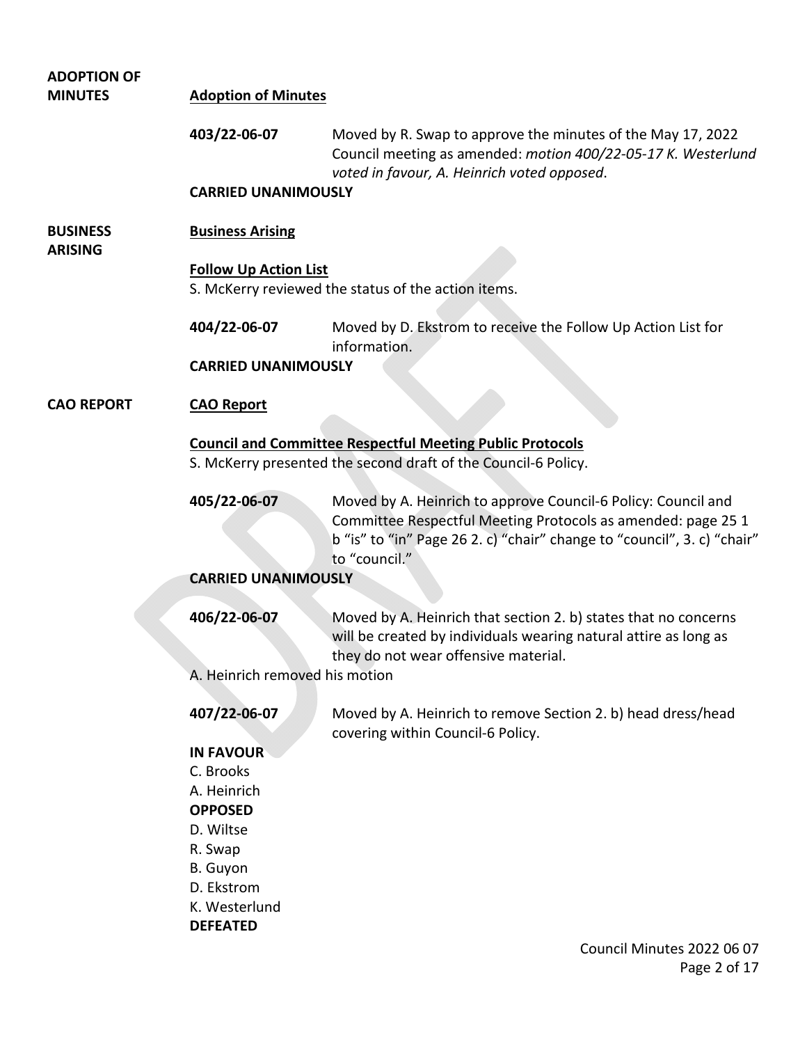**ADOPTION OF MINUTES**

## Adoption of Minutes

**403/22-06-07** Moved by R. Swap to approve the minutes of the May 17, 2022 Council meeting as amended: *motion 400/22-05-17 K. Westerlund voted in favour, A. Heinrich voted opposed*.

**CARRIED UNANIMOUSLY**

**BUSINESS ARISING**

## Business Arising

### Follow Up Action List

S. McKerry reviewed the status of the action items.

**404/22-06-07** Moved by D. Ekstrom to receive the Follow Up Action List for information.

**CARRIED UNANIMOUSLY**

**CAO REPORT**

## CAO Report

### Council and Committee Respectful Meeting Public Protocols

S. McKerry presented the second draft of the Council-6 Policy.

**405/22-06-07** Moved by A. Heinrich to approve Council-6 Policy: Council and Committee Respectful Meeting Protocols as amended: page 25 1 b "is" to "in" Page 26 2. c) "chair" change to "council", 3. c) "chair" to "council."

**CARRIED UNANIMOUSLY**

**406/22-06-07** Moved by A. Heinrich that section 2. b) states that no concerns will be created by individuals wearing natural attire as long as they do not wear offensive material.

A. Heinrich removed his motion

**407/22-06-07** Moved by A. Heinrich to remove Section 2. b) head dress/head covering within Council-6 Policy.

**IN FAVOUR**
C. Brooks
A. Heinrich
**OPPOSED**
D. Wiltse
R. Swap
B. Guyon
D. Ekstrom
K. Westerlund
**DEFEATED**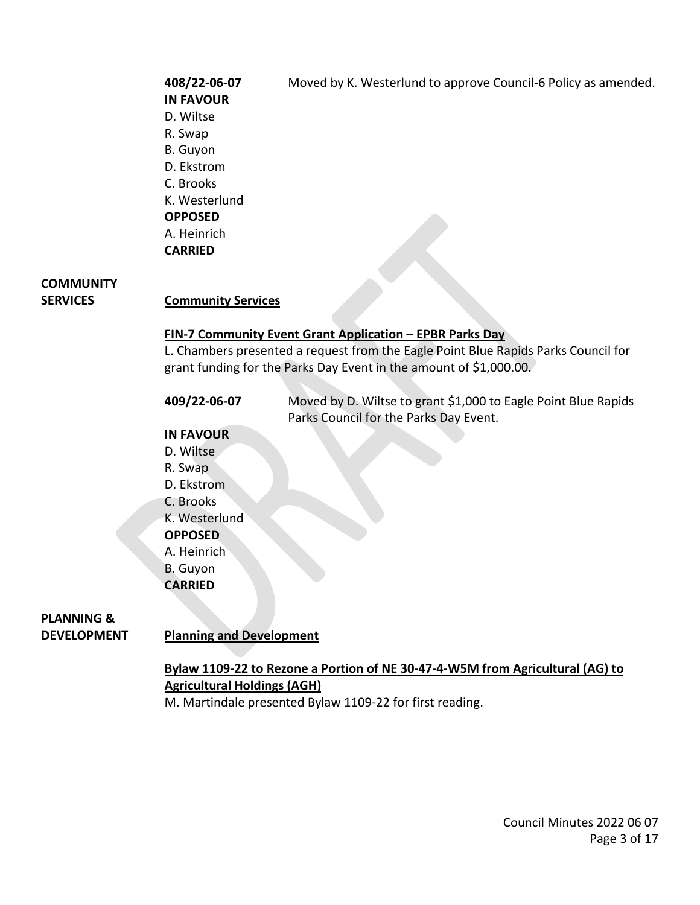**408/22-06-07** Moved by K. Westerlund to approve Council-6 Policy as amended.

**IN FAVOUR**
D. Wiltse
R. Swap
B. Guyon
D. Ekstrom
C. Brooks
K. Westerlund
**OPPOSED**
A. Heinrich
**CARRIED**

**COMMUNITY SERVICES**

## Community Services

### FIN-7 Community Event Grant Application – EPBR Parks Day

L. Chambers presented a request from the Eagle Point Blue Rapids Parks Council for grant funding for the Parks Day Event in the amount of $1,000.00.

**409/22-06-07** Moved by D. Wiltse to grant $1,000 to Eagle Point Blue Rapids Parks Council for the Parks Day Event.

**IN FAVOUR**
D. Wiltse
R. Swap
D. Ekstrom
C. Brooks
K. Westerlund
**OPPOSED**
A. Heinrich
B. Guyon
**CARRIED**

**PLANNING & DEVELOPMENT**

## Planning and Development

### Bylaw 1109-22 to Rezone a Portion of NE 30-47-4-W5M from Agricultural (AG) to Agricultural Holdings (AGH)

M. Martindale presented Bylaw 1109-22 for first reading.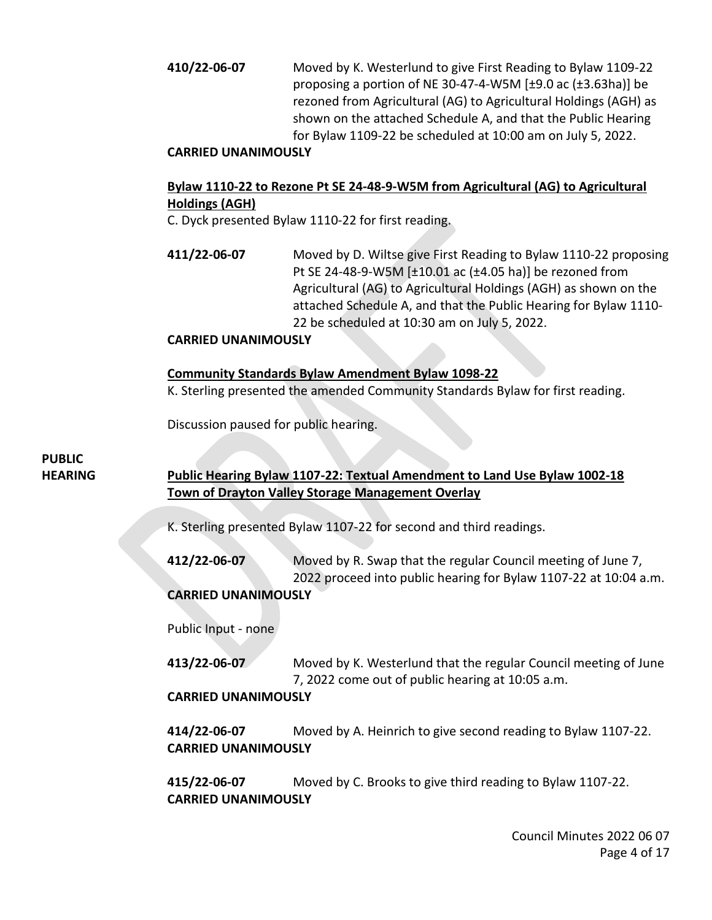**410/22-06-07** Moved by K. Westerlund to give First Reading to Bylaw 1109-22 proposing a portion of NE 30-47-4-W5M [±9.0 ac (±3.63ha)] be rezoned from Agricultural (AG) to Agricultural Holdings (AGH) as shown on the attached Schedule A, and that the Public Hearing for Bylaw 1109-22 be scheduled at 10:00 am on July 5, 2022.

**CARRIED UNANIMOUSLY**

**Bylaw 1110-22 to Rezone Pt SE 24-48-9-W5M from Agricultural (AG) to Agricultural Holdings (AGH)**

C. Dyck presented Bylaw 1110-22 for first reading.

**411/22-06-07** Moved by D. Wiltse give First Reading to Bylaw 1110-22 proposing Pt SE 24-48-9-W5M [±10.01 ac (±4.05 ha)] be rezoned from Agricultural (AG) to Agricultural Holdings (AGH) as shown on the attached Schedule A, and that the Public Hearing for Bylaw 1110-22 be scheduled at 10:30 am on July 5, 2022.

**CARRIED UNANIMOUSLY**

**Community Standards Bylaw Amendment Bylaw 1098-22**

K. Sterling presented the amended Community Standards Bylaw for first reading.

Discussion paused for public hearing.

**PUBLIC HEARING**

**Public Hearing Bylaw 1107-22: Textual Amendment to Land Use Bylaw 1002-18 Town of Drayton Valley Storage Management Overlay**

K. Sterling presented Bylaw 1107-22 for second and third readings.

**412/22-06-07** Moved by R. Swap that the regular Council meeting of June 7, 2022 proceed into public hearing for Bylaw 1107-22 at 10:04 a.m.

**CARRIED UNANIMOUSLY**

Public Input - none

**413/22-06-07** Moved by K. Westerlund that the regular Council meeting of June 7, 2022 come out of public hearing at 10:05 a.m.

**CARRIED UNANIMOUSLY**

**414/22-06-07** Moved by A. Heinrich to give second reading to Bylaw 1107-22.

**CARRIED UNANIMOUSLY**

**415/22-06-07** Moved by C. Brooks to give third reading to Bylaw 1107-22.

**CARRIED UNANIMOUSLY**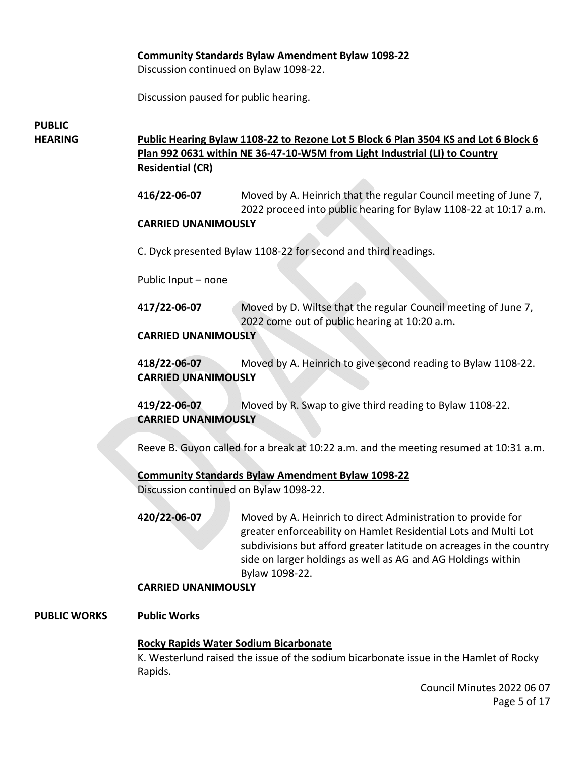**Community Standards Bylaw Amendment Bylaw 1098-22**

Discussion continued on Bylaw 1098-22.

Discussion paused for public hearing.

**PUBLIC HEARING**

**Public Hearing Bylaw 1108-22 to Rezone Lot 5 Block 6 Plan 3504 KS and Lot 6 Block 6 Plan 992 0631 within NE 36-47-10-W5M from Light Industrial (LI) to Country Residential (CR)**

**416/22-06-07** Moved by A. Heinrich that the regular Council meeting of June 7, 2022 proceed into public hearing for Bylaw 1108-22 at 10:17 a.m.

**CARRIED UNANIMOUSLY**

C. Dyck presented Bylaw 1108-22 for second and third readings.

Public Input – none

**417/22-06-07** Moved by D. Wiltse that the regular Council meeting of June 7, 2022 come out of public hearing at 10:20 a.m.

**CARRIED UNANIMOUSLY**

**418/22-06-07** Moved by A. Heinrich to give second reading to Bylaw 1108-22.

**CARRIED UNANIMOUSLY**

**419/22-06-07** Moved by R. Swap to give third reading to Bylaw 1108-22.

**CARRIED UNANIMOUSLY**

Reeve B. Guyon called for a break at 10:22 a.m. and the meeting resumed at 10:31 a.m.

**Community Standards Bylaw Amendment Bylaw 1098-22**

Discussion continued on Bylaw 1098-22.

**420/22-06-07** Moved by A. Heinrich to direct Administration to provide for greater enforceability on Hamlet Residential Lots and Multi Lot subdivisions but afford greater latitude on acreages in the country side on larger holdings as well as AG and AG Holdings within Bylaw 1098-22.

**CARRIED UNANIMOUSLY**

**PUBLIC WORKS**

**Public Works**

**Rocky Rapids Water Sodium Bicarbonate**

K. Westerlund raised the issue of the sodium bicarbonate issue in the Hamlet of Rocky Rapids.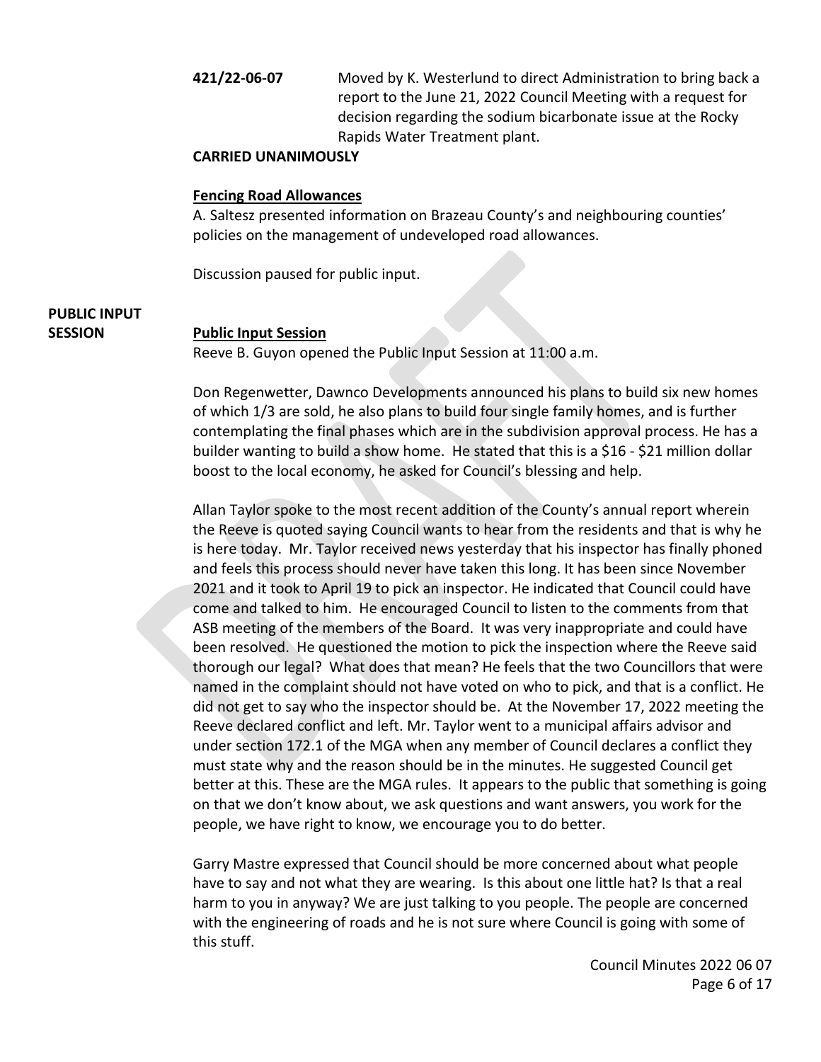**421/22-06-07** Moved by K. Westerlund to direct Administration to bring back a report to the June 21, 2022 Council Meeting with a request for decision regarding the sodium bicarbonate issue at the Rocky Rapids Water Treatment plant.

**CARRIED UNANIMOUSLY**

**Fencing Road Allowances**

A. Saltesz presented information on Brazeau County's and neighbouring counties' policies on the management of undeveloped road allowances.

Discussion paused for public input.

**PUBLIC INPUT SESSION**

**Public Input Session**

Reeve B. Guyon opened the Public Input Session at 11:00 a.m.

Don Regenwetter, Dawnco Developments announced his plans to build six new homes of which 1/3 are sold, he also plans to build four single family homes, and is further contemplating the final phases which are in the subdivision approval process. He has a builder wanting to build a show home. He stated that this is a $16 - $21 million dollar boost to the local economy, he asked for Council's blessing and help.

Allan Taylor spoke to the most recent addition of the County's annual report wherein the Reeve is quoted saying Council wants to hear from the residents and that is why he is here today. Mr. Taylor received news yesterday that his inspector has finally phoned and feels this process should never have taken this long. It has been since November 2021 and it took to April 19 to pick an inspector. He indicated that Council could have come and talked to him. He encouraged Council to listen to the comments from that ASB meeting of the members of the Board. It was very inappropriate and could have been resolved. He questioned the motion to pick the inspection where the Reeve said thorough our legal? What does that mean? He feels that the two Councillors that were named in the complaint should not have voted on who to pick, and that is a conflict. He did not get to say who the inspector should be. At the November 17, 2022 meeting the Reeve declared conflict and left. Mr. Taylor went to a municipal affairs advisor and under section 172.1 of the MGA when any member of Council declares a conflict they must state why and the reason should be in the minutes. He suggested Council get better at this. These are the MGA rules. It appears to the public that something is going on that we don't know about, we ask questions and want answers, you work for the people, we have right to know, we encourage you to do better.

Garry Mastre expressed that Council should be more concerned about what people have to say and not what they are wearing. Is this about one little hat? Is that a real harm to you in anyway? We are just talking to you people. The people are concerned with the engineering of roads and he is not sure where Council is going with some of this stuff.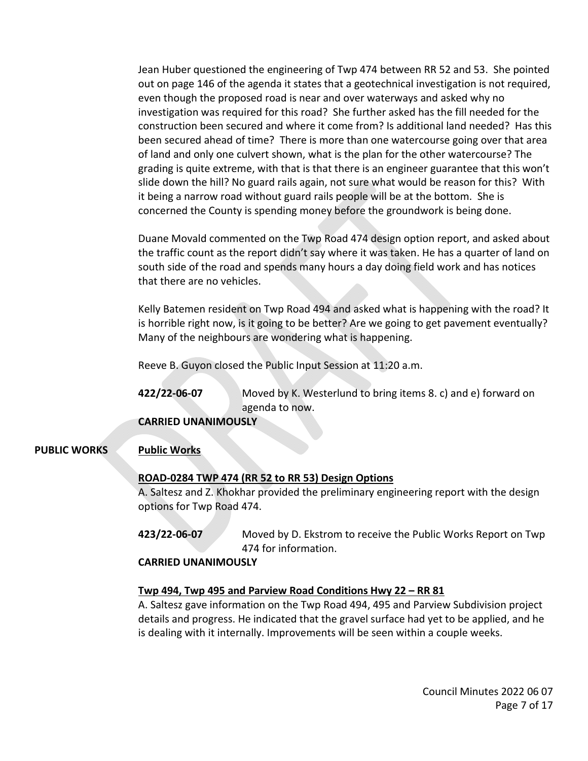Jean Huber questioned the engineering of Twp 474 between RR 52 and 53. She pointed out on page 146 of the agenda it states that a geotechnical investigation is not required, even though the proposed road is near and over waterways and asked why no investigation was required for this road? She further asked has the fill needed for the construction been secured and where it come from? Is additional land needed? Has this been secured ahead of time? There is more than one watercourse going over that area of land and only one culvert shown, what is the plan for the other watercourse? The grading is quite extreme, with that is that there is an engineer guarantee that this won't slide down the hill? No guard rails again, not sure what would be reason for this? With it being a narrow road without guard rails people will be at the bottom. She is concerned the County is spending money before the groundwork is being done.

Duane Movald commented on the Twp Road 474 design option report, and asked about the traffic count as the report didn't say where it was taken. He has a quarter of land on south side of the road and spends many hours a day doing field work and has notices that there are no vehicles.

Kelly Batemen resident on Twp Road 494 and asked what is happening with the road? It is horrible right now, is it going to be better? Are we going to get pavement eventually? Many of the neighbours are wondering what is happening.

Reeve B. Guyon closed the Public Input Session at 11:20 a.m.

**422/22-06-07** Moved by K. Westerlund to bring items 8. c) and e) forward on agenda to now.

**CARRIED UNANIMOUSLY**

**PUBLIC WORKS** **Public Works**

**ROAD-0284 TWP 474 (RR 52 to RR 53) Design Options**

A. Saltesz and Z. Khokhar provided the preliminary engineering report with the design options for Twp Road 474.

**423/22-06-07** Moved by D. Ekstrom to receive the Public Works Report on Twp 474 for information.

**CARRIED UNANIMOUSLY**

**Twp 494, Twp 495 and Parview Road Conditions Hwy 22 – RR 81**

A. Saltesz gave information on the Twp Road 494, 495 and Parview Subdivision project details and progress. He indicated that the gravel surface had yet to be applied, and he is dealing with it internally. Improvements will be seen within a couple weeks.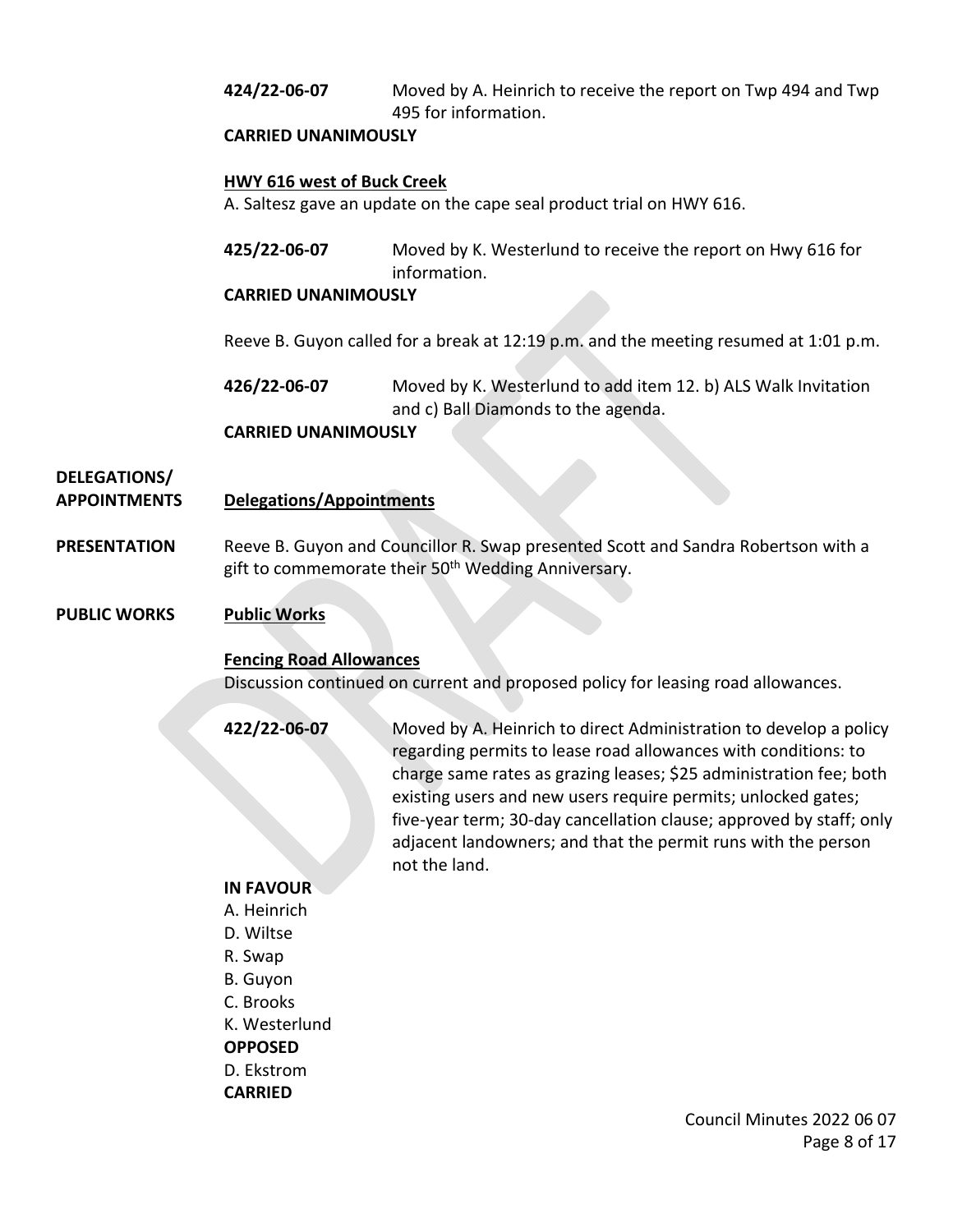**424/22-06-07** Moved by A. Heinrich to receive the report on Twp 494 and Twp 495 for information.

**CARRIED UNANIMOUSLY**

**HWY 616 west of Buck Creek**

A. Saltesz gave an update on the cape seal product trial on HWY 616.

**425/22-06-07** Moved by K. Westerlund to receive the report on Hwy 616 for information.

**CARRIED UNANIMOUSLY**

Reeve B. Guyon called for a break at 12:19 p.m. and the meeting resumed at 1:01 p.m.

**426/22-06-07** Moved by K. Westerlund to add item 12. b) ALS Walk Invitation and c) Ball Diamonds to the agenda.

**CARRIED UNANIMOUSLY**

**DELEGATIONS/ APPOINTMENTS**

**Delegations/Appointments**

**PRESENTATION**

Reeve B. Guyon and Councillor R. Swap presented Scott and Sandra Robertson with a gift to commemorate their 50th Wedding Anniversary.

**PUBLIC WORKS**

**Public Works**

**Fencing Road Allowances**

Discussion continued on current and proposed policy for leasing road allowances.

**422/22-06-07** Moved by A. Heinrich to direct Administration to develop a policy regarding permits to lease road allowances with conditions: to charge same rates as grazing leases; $25 administration fee; both existing users and new users require permits; unlocked gates; five-year term; 30-day cancellation clause; approved by staff; only adjacent landowners; and that the permit runs with the person not the land.

**IN FAVOUR**

A. Heinrich
D. Wiltse
R. Swap
B. Guyon
C. Brooks
K. Westerlund

**OPPOSED**

D. Ekstrom

**CARRIED**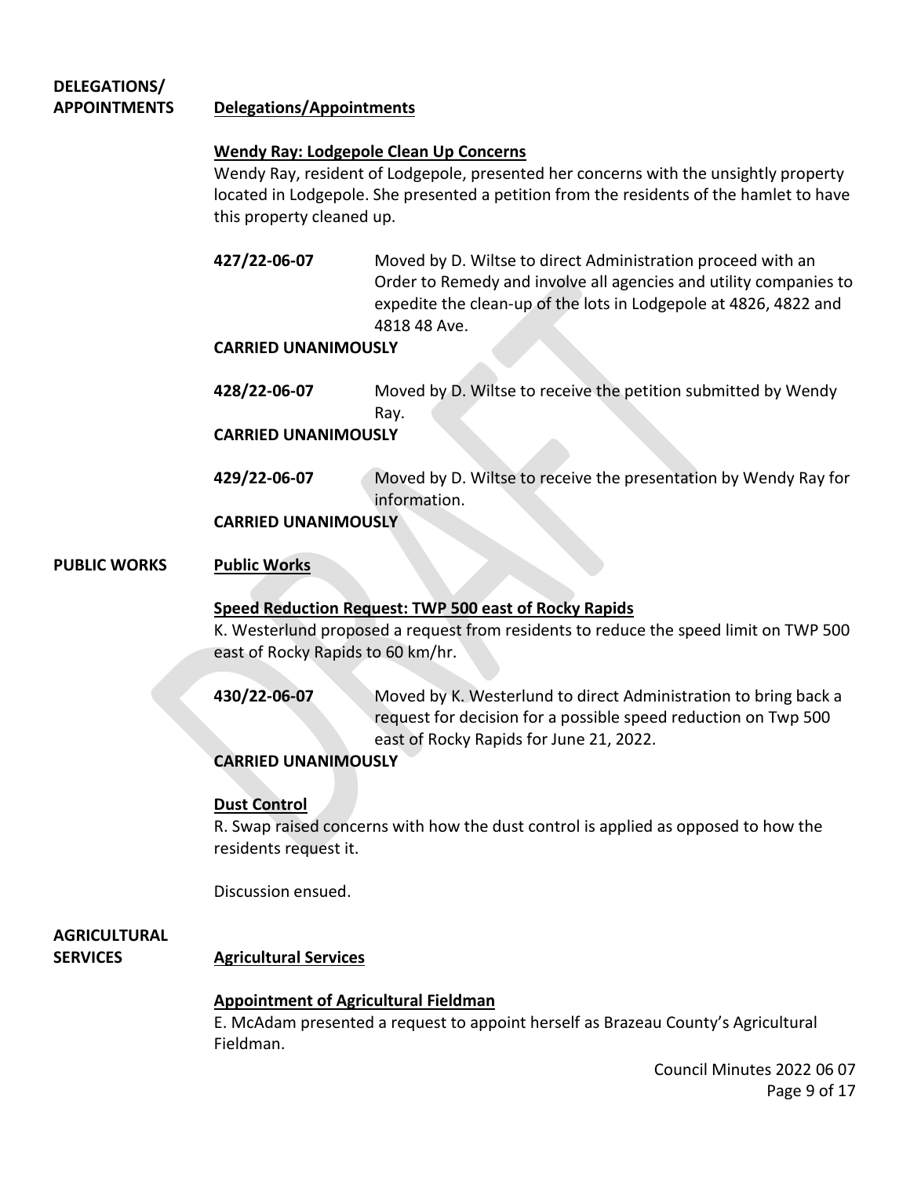**DELEGATIONS/ APPOINTMENTS**

## Delegations/Appointments

### Wendy Ray: Lodgepole Clean Up Concerns

Wendy Ray, resident of Lodgepole, presented her concerns with the unsightly property located in Lodgepole. She presented a petition from the residents of the hamlet to have this property cleaned up.

**427/22-06-07** Moved by D. Wiltse to direct Administration proceed with an Order to Remedy and involve all agencies and utility companies to expedite the clean-up of the lots in Lodgepole at 4826, 4822 and 4818 48 Ave.

**CARRIED UNANIMOUSLY**

**428/22-06-07** Moved by D. Wiltse to receive the petition submitted by Wendy Ray.

**CARRIED UNANIMOUSLY**

**429/22-06-07** Moved by D. Wiltse to receive the presentation by Wendy Ray for information.

**CARRIED UNANIMOUSLY**

**PUBLIC WORKS**

## Public Works

### Speed Reduction Request: TWP 500 east of Rocky Rapids

K. Westerlund proposed a request from residents to reduce the speed limit on TWP 500 east of Rocky Rapids to 60 km/hr.

**430/22-06-07** Moved by K. Westerlund to direct Administration to bring back a request for decision for a possible speed reduction on Twp 500 east of Rocky Rapids for June 21, 2022.

**CARRIED UNANIMOUSLY**

### Dust Control

R. Swap raised concerns with how the dust control is applied as opposed to how the residents request it.

Discussion ensued.

**AGRICULTURAL SERVICES**

## Agricultural Services

### Appointment of Agricultural Fieldman

E. McAdam presented a request to appoint herself as Brazeau County's Agricultural Fieldman.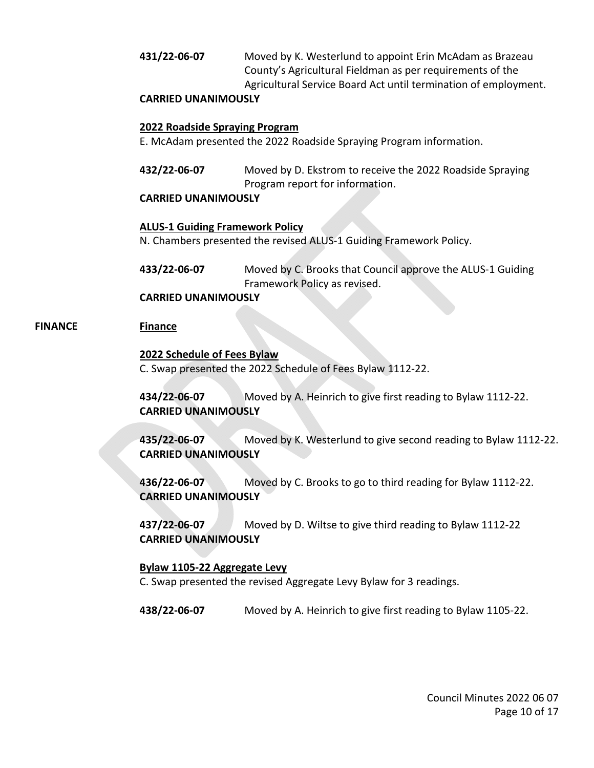**431/22-06-07** Moved by K. Westerlund to appoint Erin McAdam as Brazeau County's Agricultural Fieldman as per requirements of the Agricultural Service Board Act until termination of employment.

**CARRIED UNANIMOUSLY**

**2022 Roadside Spraying Program**

E. McAdam presented the 2022 Roadside Spraying Program information.

**432/22-06-07** Moved by D. Ekstrom to receive the 2022 Roadside Spraying Program report for information.

**CARRIED UNANIMOUSLY**

**ALUS-1 Guiding Framework Policy**

N. Chambers presented the revised ALUS-1 Guiding Framework Policy.

**433/22-06-07** Moved by C. Brooks that Council approve the ALUS-1 Guiding Framework Policy as revised.

**CARRIED UNANIMOUSLY**

**FINANCE**

**Finance**

**2022 Schedule of Fees Bylaw**

C. Swap presented the 2022 Schedule of Fees Bylaw 1112-22.

**434/22-06-07** Moved by A. Heinrich to give first reading to Bylaw 1112-22.

**CARRIED UNANIMOUSLY**

**435/22-06-07** Moved by K. Westerlund to give second reading to Bylaw 1112-22.

**CARRIED UNANIMOUSLY**

**436/22-06-07** Moved by C. Brooks to go to third reading for Bylaw 1112-22.

**CARRIED UNANIMOUSLY**

**437/22-06-07** Moved by D. Wiltse to give third reading to Bylaw 1112-22

**CARRIED UNANIMOUSLY**

**Bylaw 1105-22 Aggregate Levy**

C. Swap presented the revised Aggregate Levy Bylaw for 3 readings.

**438/22-06-07** Moved by A. Heinrich to give first reading to Bylaw 1105-22.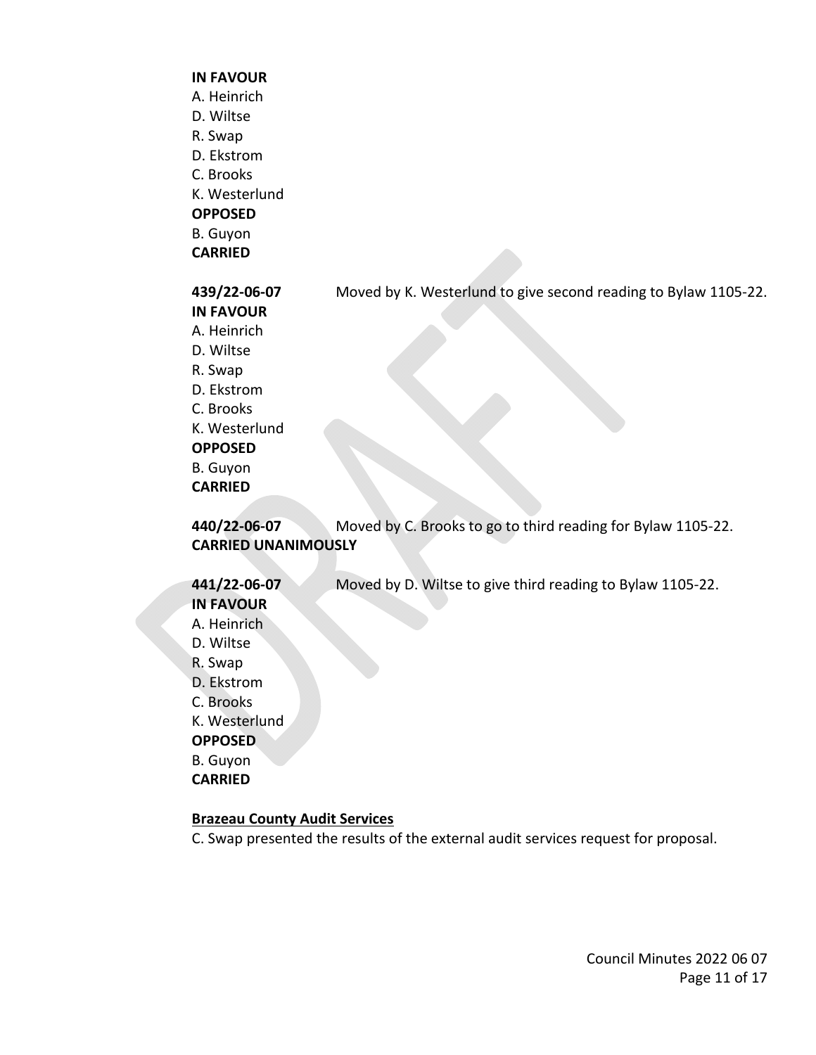**IN FAVOUR**
A. Heinrich
D. Wiltse
R. Swap
D. Ekstrom
C. Brooks
K. Westerlund
**OPPOSED**
B. Guyon
**CARRIED**

**439/22-06-07** Moved by K. Westerlund to give second reading to Bylaw 1105-22.
**IN FAVOUR**
A. Heinrich
D. Wiltse
R. Swap
D. Ekstrom
C. Brooks
K. Westerlund
**OPPOSED**
B. Guyon
**CARRIED**

**440/22-06-07** Moved by C. Brooks to go to third reading for Bylaw 1105-22.
**CARRIED UNANIMOUSLY**

**441/22-06-07** Moved by D. Wiltse to give third reading to Bylaw 1105-22.
**IN FAVOUR**
A. Heinrich
D. Wiltse
R. Swap
D. Ekstrom
C. Brooks
K. Westerlund
**OPPOSED**
B. Guyon
**CARRIED**

**Brazeau County Audit Services**

C. Swap presented the results of the external audit services request for proposal.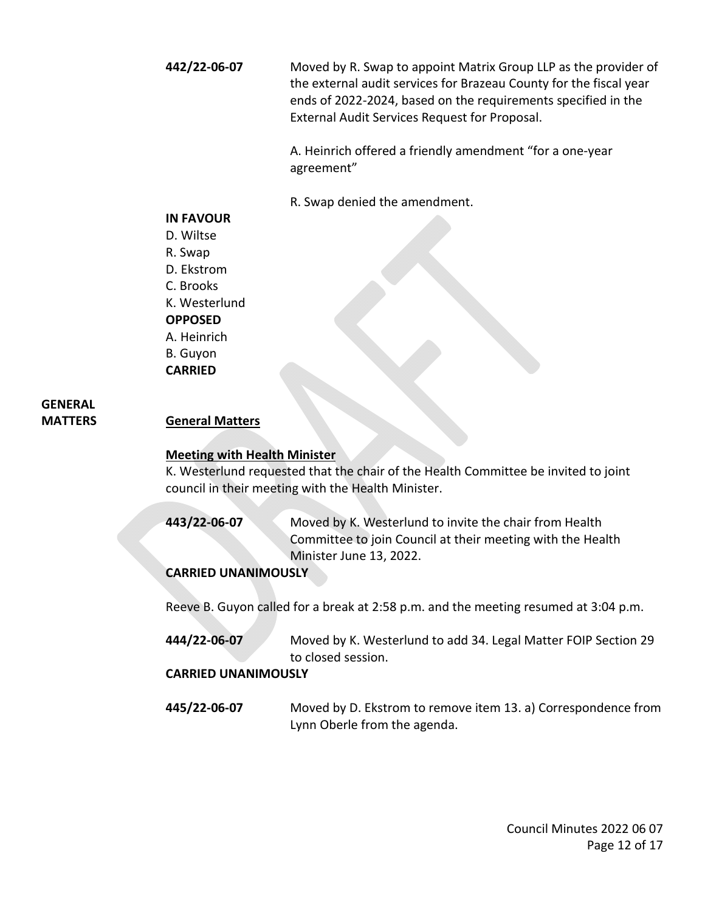**442/22-06-07** Moved by R. Swap to appoint Matrix Group LLP as the provider of the external audit services for Brazeau County for the fiscal year ends of 2022-2024, based on the requirements specified in the External Audit Services Request for Proposal.

A. Heinrich offered a friendly amendment "for a one-year agreement"

R. Swap denied the amendment.

**IN FAVOUR**
D. Wiltse
R. Swap
D. Ekstrom
C. Brooks
K. Westerlund
**OPPOSED**
A. Heinrich
B. Guyon
**CARRIED**

**GENERAL MATTERS**

## General Matters

### Meeting with Health Minister

K. Westerlund requested that the chair of the Health Committee be invited to joint council in their meeting with the Health Minister.

**443/22-06-07** Moved by K. Westerlund to invite the chair from Health Committee to join Council at their meeting with the Health Minister June 13, 2022.

**CARRIED UNANIMOUSLY**

Reeve B. Guyon called for a break at 2:58 p.m. and the meeting resumed at 3:04 p.m.

**444/22-06-07** Moved by K. Westerlund to add 34. Legal Matter FOIP Section 29 to closed session.

**CARRIED UNANIMOUSLY**

**445/22-06-07** Moved by D. Ekstrom to remove item 13. a) Correspondence from Lynn Oberle from the agenda.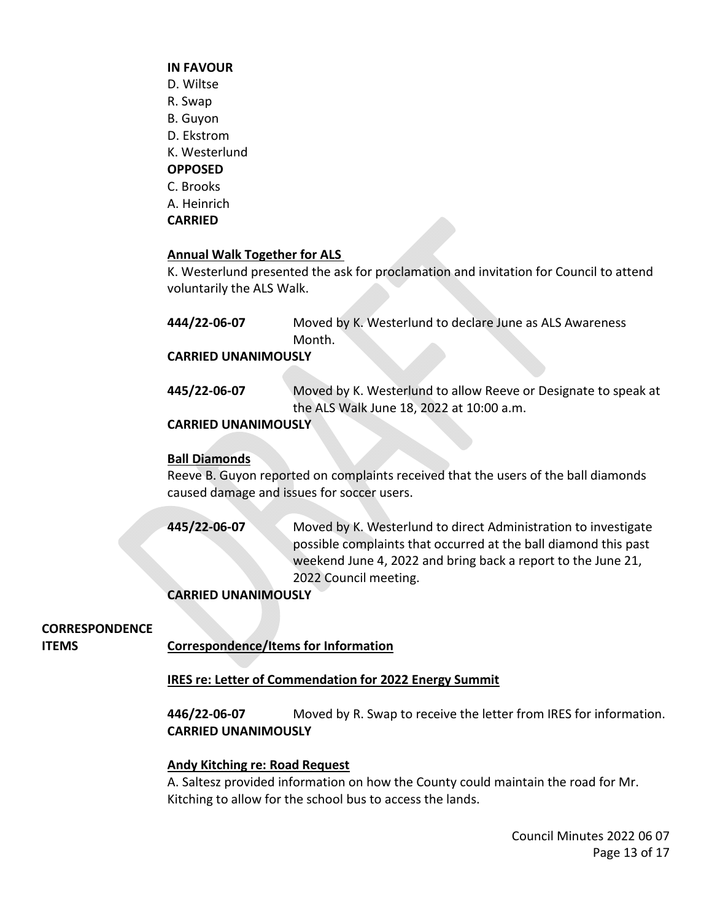**IN FAVOUR**
D. Wiltse
R. Swap
B. Guyon
D. Ekstrom
K. Westerlund
**OPPOSED**
C. Brooks
A. Heinrich
**CARRIED**

**Annual Walk Together for ALS**

K. Westerlund presented the ask for proclamation and invitation for Council to attend voluntarily the ALS Walk.

**444/22-06-07** Moved by K. Westerlund to declare June as ALS Awareness Month.
**CARRIED UNANIMOUSLY**

**445/22-06-07** Moved by K. Westerlund to allow Reeve or Designate to speak at the ALS Walk June 18, 2022 at 10:00 a.m.
**CARRIED UNANIMOUSLY**

**Ball Diamonds**

Reeve B. Guyon reported on complaints received that the users of the ball diamonds caused damage and issues for soccer users.

**445/22-06-07** Moved by K. Westerlund to direct Administration to investigate possible complaints that occurred at the ball diamond this past weekend June 4, 2022 and bring back a report to the June 21, 2022 Council meeting.
**CARRIED UNANIMOUSLY**

**CORRESPONDENCE ITEMS**

**Correspondence/Items for Information**

**IRES re: Letter of Commendation for 2022 Energy Summit**

**446/22-06-07** Moved by R. Swap to receive the letter from IRES for information.
**CARRIED UNANIMOUSLY**

**Andy Kitching re: Road Request**

A. Saltesz provided information on how the County could maintain the road for Mr. Kitching to allow for the school bus to access the lands.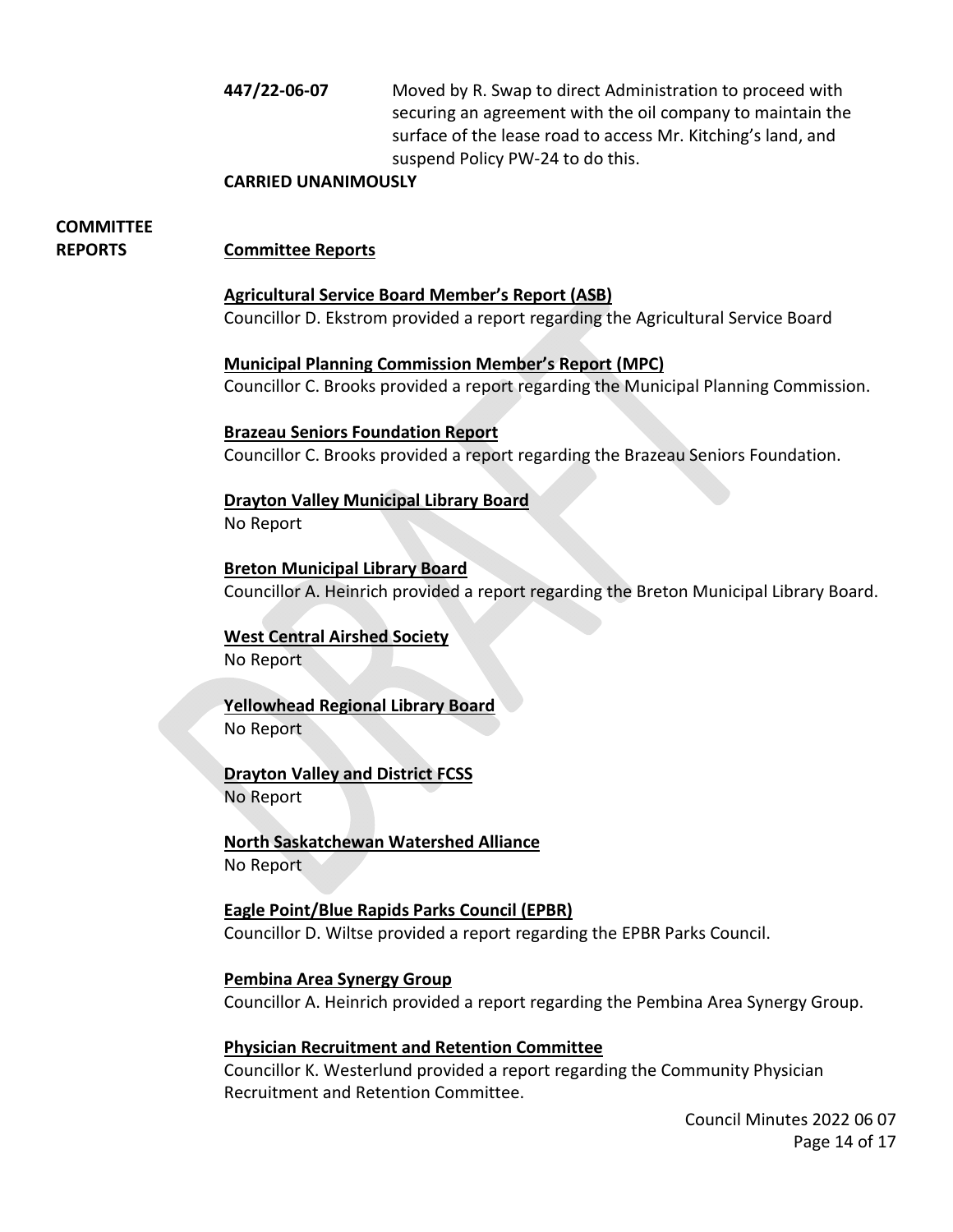**447/22-06-07** Moved by R. Swap to direct Administration to proceed with securing an agreement with the oil company to maintain the surface of the lease road to access Mr. Kitching's land, and suspend Policy PW-24 to do this.

**CARRIED UNANIMOUSLY**

## COMMITTEE REPORTS

**Committee Reports**

**Agricultural Service Board Member's Report (ASB)**
Councillor D. Ekstrom provided a report regarding the Agricultural Service Board

**Municipal Planning Commission Member's Report (MPC)**
Councillor C. Brooks provided a report regarding the Municipal Planning Commission.

**Brazeau Seniors Foundation Report**
Councillor C. Brooks provided a report regarding the Brazeau Seniors Foundation.

**Drayton Valley Municipal Library Board**
No Report

**Breton Municipal Library Board**
Councillor A. Heinrich provided a report regarding the Breton Municipal Library Board.

**West Central Airshed Society**
No Report

**Yellowhead Regional Library Board**
No Report

**Drayton Valley and District FCSS**
No Report

**North Saskatchewan Watershed Alliance**
No Report

**Eagle Point/Blue Rapids Parks Council (EPBR)**
Councillor D. Wiltse provided a report regarding the EPBR Parks Council.

**Pembina Area Synergy Group**
Councillor A. Heinrich provided a report regarding the Pembina Area Synergy Group.

**Physician Recruitment and Retention Committee**
Councillor K. Westerlund provided a report regarding the Community Physician Recruitment and Retention Committee.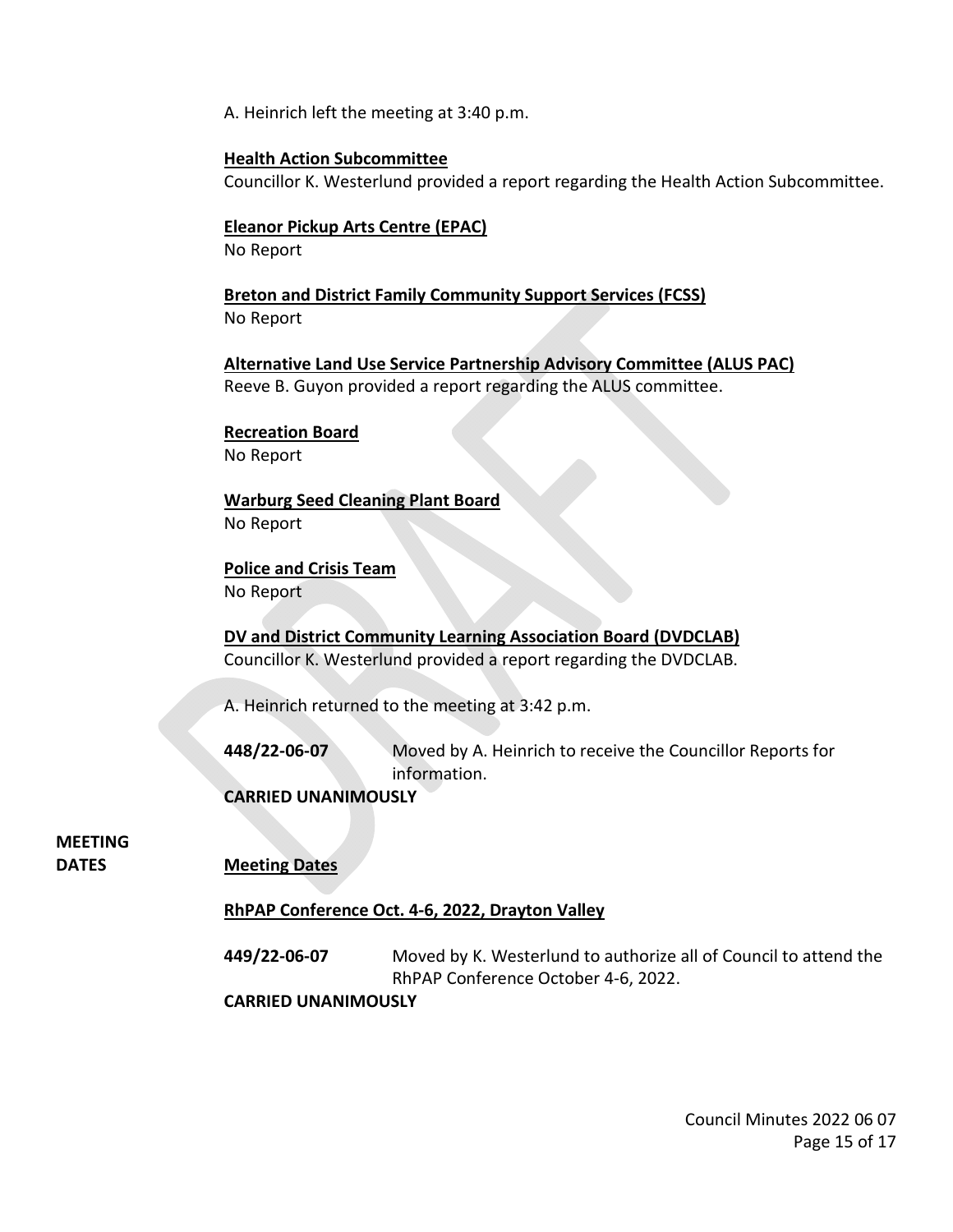A. Heinrich left the meeting at 3:40 p.m.

**Health Action Subcommittee**
Councillor K. Westerlund provided a report regarding the Health Action Subcommittee.

**Eleanor Pickup Arts Centre (EPAC)**
No Report

**Breton and District Family Community Support Services (FCSS)**
No Report

**Alternative Land Use Service Partnership Advisory Committee (ALUS PAC)**
Reeve B. Guyon provided a report regarding the ALUS committee.

**Recreation Board**
No Report

**Warburg Seed Cleaning Plant Board**
No Report

**Police and Crisis Team**
No Report

**DV and District Community Learning Association Board (DVDCLAB)**
Councillor K. Westerlund provided a report regarding the DVDCLAB.

A. Heinrich returned to the meeting at 3:42 p.m.

**448/22-06-07** Moved by A. Heinrich to receive the Councillor Reports for information.

**CARRIED UNANIMOUSLY**

**MEETING DATES**

**Meeting Dates**

**RhPAP Conference Oct. 4-6, 2022, Drayton Valley**

**449/22-06-07** Moved by K. Westerlund to authorize all of Council to attend the RhPAP Conference October 4-6, 2022.

**CARRIED UNANIMOUSLY**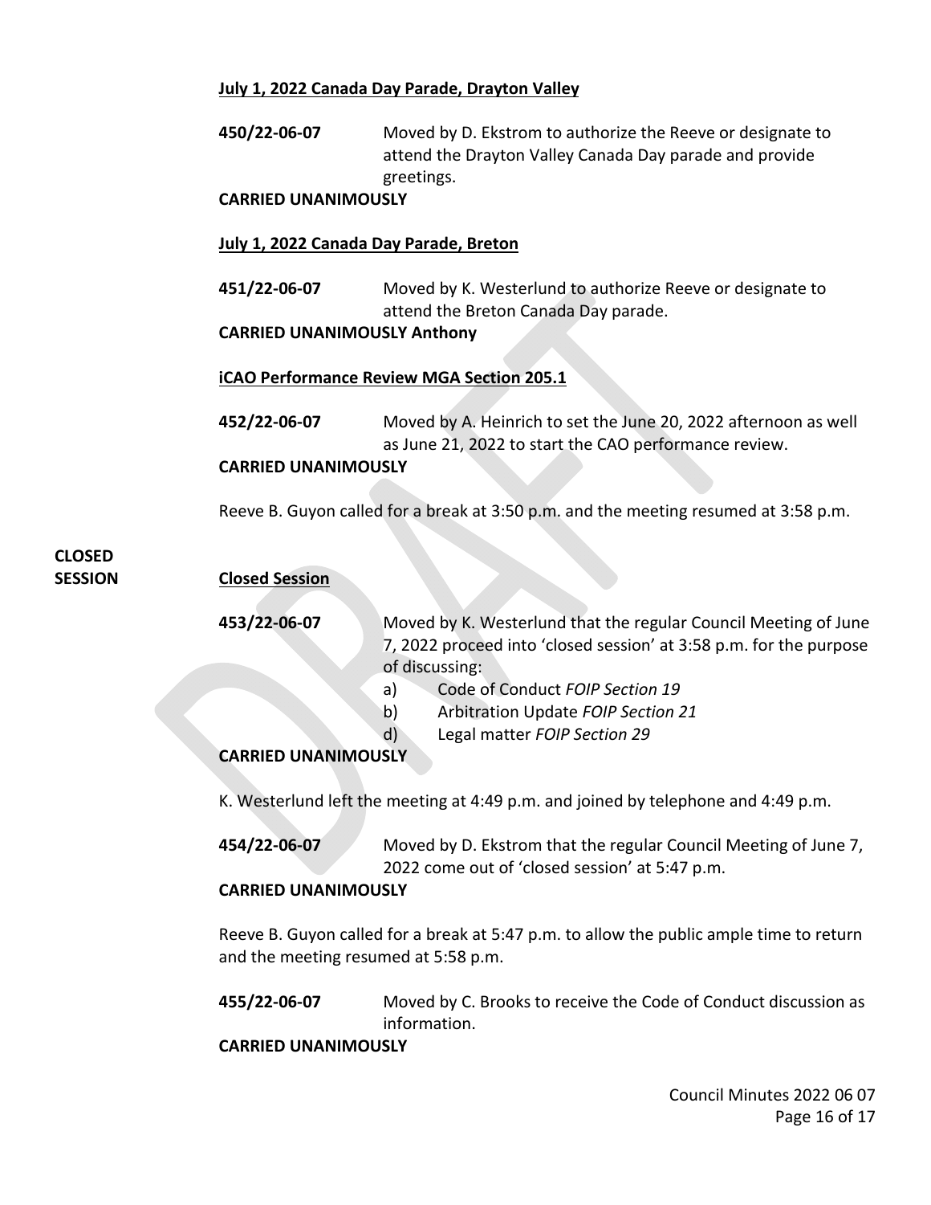**July 1, 2022 Canada Day Parade, Drayton Valley**

**450/22-06-07** Moved by D. Ekstrom to authorize the Reeve or designate to attend the Drayton Valley Canada Day parade and provide greetings.

**CARRIED UNANIMOUSLY**

**July 1, 2022 Canada Day Parade, Breton**

**451/22-06-07** Moved by K. Westerlund to authorize Reeve or designate to attend the Breton Canada Day parade.

**CARRIED UNANIMOUSLY Anthony**

**iCAO Performance Review MGA Section 205.1**

**452/22-06-07** Moved by A. Heinrich to set the June 20, 2022 afternoon as well as June 21, 2022 to start the CAO performance review.

**CARRIED UNANIMOUSLY**

Reeve B. Guyon called for a break at 3:50 p.m. and the meeting resumed at 3:58 p.m.

**CLOSED SESSION**

**Closed Session**

**453/22-06-07** Moved by K. Westerlund that the regular Council Meeting of June 7, 2022 proceed into 'closed session' at 3:58 p.m. for the purpose of discussing:

a) Code of Conduct *FOIP Section 19*
b) Arbitration Update *FOIP Section 21*
d) Legal matter *FOIP Section 29*

**CARRIED UNANIMOUSLY**

K. Westerlund left the meeting at 4:49 p.m. and joined by telephone and 4:49 p.m.

**454/22-06-07** Moved by D. Ekstrom that the regular Council Meeting of June 7, 2022 come out of 'closed session' at 5:47 p.m.

**CARRIED UNANIMOUSLY**

Reeve B. Guyon called for a break at 5:47 p.m. to allow the public ample time to return and the meeting resumed at 5:58 p.m.

**455/22-06-07** Moved by C. Brooks to receive the Code of Conduct discussion as information.

**CARRIED UNANIMOUSLY**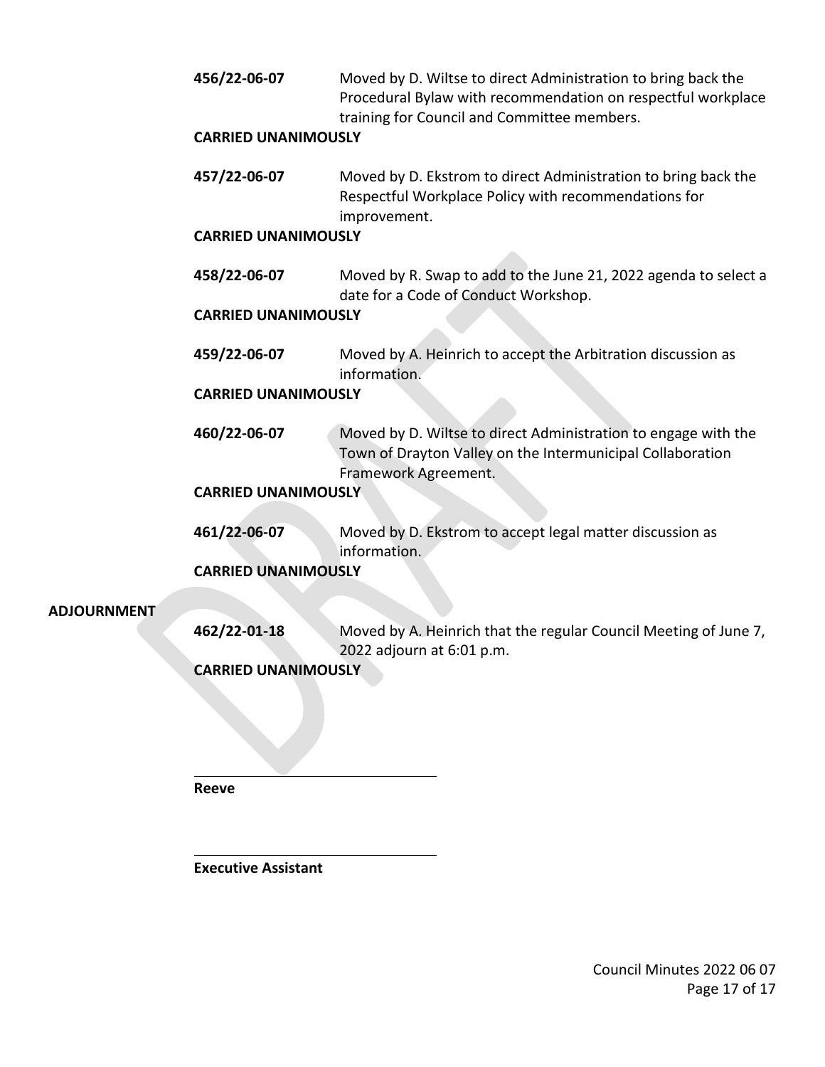**456/22-06-07** Moved by D. Wiltse to direct Administration to bring back the Procedural Bylaw with recommendation on respectful workplace training for Council and Committee members.

**CARRIED UNANIMOUSLY**

**457/22-06-07** Moved by D. Ekstrom to direct Administration to bring back the Respectful Workplace Policy with recommendations for improvement.

**CARRIED UNANIMOUSLY**

**458/22-06-07** Moved by R. Swap to add to the June 21, 2022 agenda to select a date for a Code of Conduct Workshop.

**CARRIED UNANIMOUSLY**

**459/22-06-07** Moved by A. Heinrich to accept the Arbitration discussion as information.

**CARRIED UNANIMOUSLY**

**460/22-06-07** Moved by D. Wiltse to direct Administration to engage with the Town of Drayton Valley on the Intermunicipal Collaboration Framework Agreement.

**CARRIED UNANIMOUSLY**

**461/22-06-07** Moved by D. Ekstrom to accept legal matter discussion as information.

**CARRIED UNANIMOUSLY**

**ADJOURNMENT**

**462/22-01-18** Moved by A. Heinrich that the regular Council Meeting of June 7, 2022 adjourn at 6:01 p.m.

**CARRIED UNANIMOUSLY**

---

**Reeve**

---

**Executive Assistant**